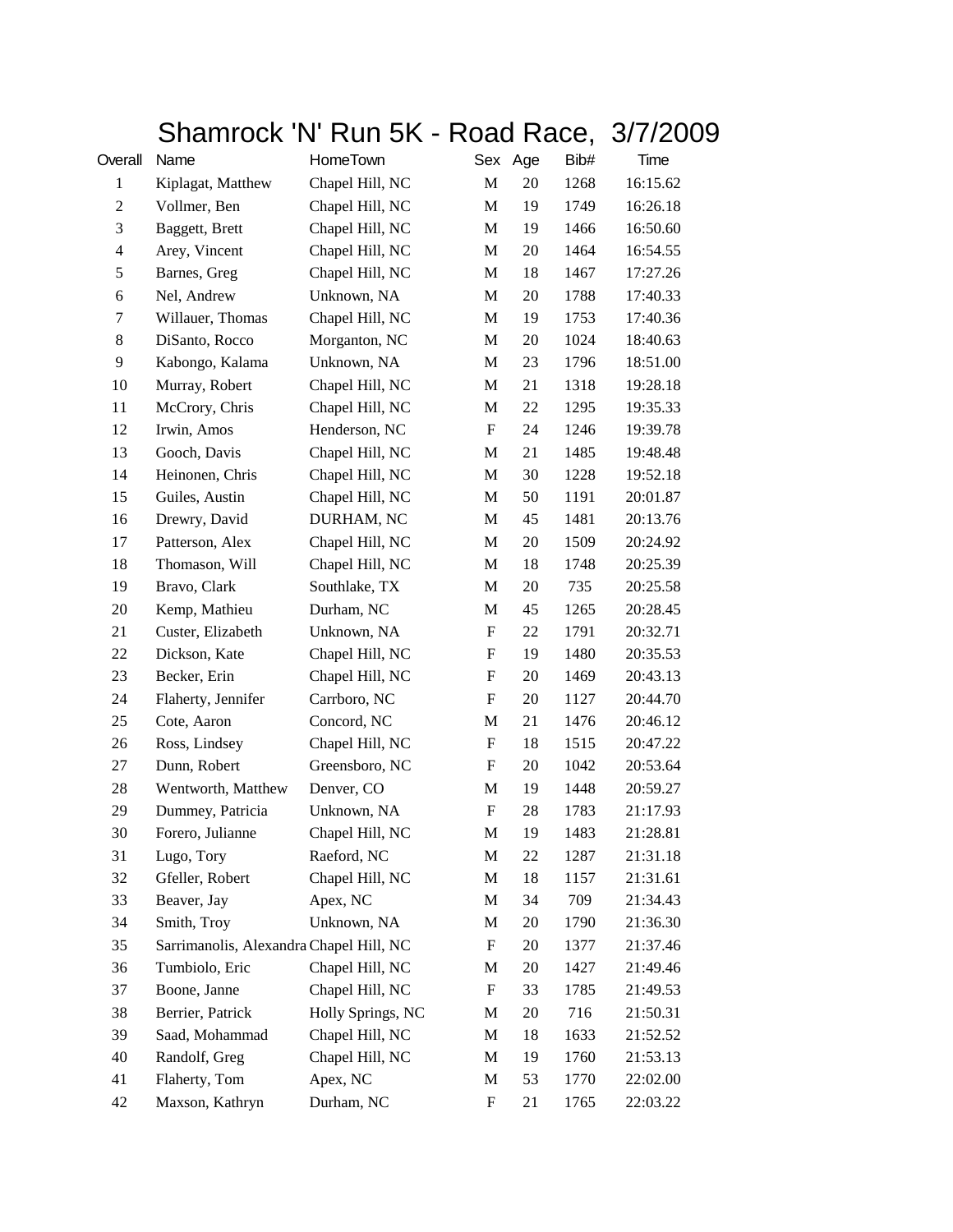# Shamrock 'N' Run 5K - Road Race,  3/7/2009

| Overall | Name | HomeTown | Sex | Age | Bib# | Time |
|---|---|---|---|---|---|---|
| 1 | Kiplagat, Matthew | Chapel Hill, NC | M | 20 | 1268 | 16:15.62 |
| 2 | Vollmer, Ben | Chapel Hill, NC | M | 19 | 1749 | 16:26.18 |
| 3 | Baggett, Brett | Chapel Hill, NC | M | 19 | 1466 | 16:50.60 |
| 4 | Arey, Vincent | Chapel Hill, NC | M | 20 | 1464 | 16:54.55 |
| 5 | Barnes, Greg | Chapel Hill, NC | M | 18 | 1467 | 17:27.26 |
| 6 | Nel, Andrew | Unknown, NA | M | 20 | 1788 | 17:40.33 |
| 7 | Willauer, Thomas | Chapel Hill, NC | M | 19 | 1753 | 17:40.36 |
| 8 | DiSanto, Rocco | Morganton, NC | M | 20 | 1024 | 18:40.63 |
| 9 | Kabongo, Kalama | Unknown, NA | M | 23 | 1796 | 18:51.00 |
| 10 | Murray, Robert | Chapel Hill, NC | M | 21 | 1318 | 19:28.18 |
| 11 | McCrory, Chris | Chapel Hill, NC | M | 22 | 1295 | 19:35.33 |
| 12 | Irwin, Amos | Henderson, NC | F | 24 | 1246 | 19:39.78 |
| 13 | Gooch, Davis | Chapel Hill, NC | M | 21 | 1485 | 19:48.48 |
| 14 | Heinonen, Chris | Chapel Hill, NC | M | 30 | 1228 | 19:52.18 |
| 15 | Guiles, Austin | Chapel Hill, NC | M | 50 | 1191 | 20:01.87 |
| 16 | Drewry, David | DURHAM, NC | M | 45 | 1481 | 20:13.76 |
| 17 | Patterson, Alex | Chapel Hill, NC | M | 20 | 1509 | 20:24.92 |
| 18 | Thomason, Will | Chapel Hill, NC | M | 18 | 1748 | 20:25.39 |
| 19 | Bravo, Clark | Southlake, TX | M | 20 | 735 | 20:25.58 |
| 20 | Kemp, Mathieu | Durham, NC | M | 45 | 1265 | 20:28.45 |
| 21 | Custer, Elizabeth | Unknown, NA | F | 22 | 1791 | 20:32.71 |
| 22 | Dickson, Kate | Chapel Hill, NC | F | 19 | 1480 | 20:35.53 |
| 23 | Becker, Erin | Chapel Hill, NC | F | 20 | 1469 | 20:43.13 |
| 24 | Flaherty, Jennifer | Carrboro, NC | F | 20 | 1127 | 20:44.70 |
| 25 | Cote, Aaron | Concord, NC | M | 21 | 1476 | 20:46.12 |
| 26 | Ross, Lindsey | Chapel Hill, NC | F | 18 | 1515 | 20:47.22 |
| 27 | Dunn, Robert | Greensboro, NC | F | 20 | 1042 | 20:53.64 |
| 28 | Wentworth, Matthew | Denver, CO | M | 19 | 1448 | 20:59.27 |
| 29 | Dummey, Patricia | Unknown, NA | F | 28 | 1783 | 21:17.93 |
| 30 | Forero, Julianne | Chapel Hill, NC | M | 19 | 1483 | 21:28.81 |
| 31 | Lugo, Tory | Raeford, NC | M | 22 | 1287 | 21:31.18 |
| 32 | Gfeller, Robert | Chapel Hill, NC | M | 18 | 1157 | 21:31.61 |
| 33 | Beaver, Jay | Apex, NC | M | 34 | 709 | 21:34.43 |
| 34 | Smith, Troy | Unknown, NA | M | 20 | 1790 | 21:36.30 |
| 35 | Sarrimanolis, Alexandra | Chapel Hill, NC | F | 20 | 1377 | 21:37.46 |
| 36 | Tumbiolo, Eric | Chapel Hill, NC | M | 20 | 1427 | 21:49.46 |
| 37 | Boone, Janne | Chapel Hill, NC | F | 33 | 1785 | 21:49.53 |
| 38 | Berrier, Patrick | Holly Springs, NC | M | 20 | 716 | 21:50.31 |
| 39 | Saad, Mohammad | Chapel Hill, NC | M | 18 | 1633 | 21:52.52 |
| 40 | Randolf, Greg | Chapel Hill, NC | M | 19 | 1760 | 21:53.13 |
| 41 | Flaherty, Tom | Apex, NC | M | 53 | 1770 | 22:02.00 |
| 42 | Maxson, Kathryn | Durham, NC | F | 21 | 1765 | 22:03.22 |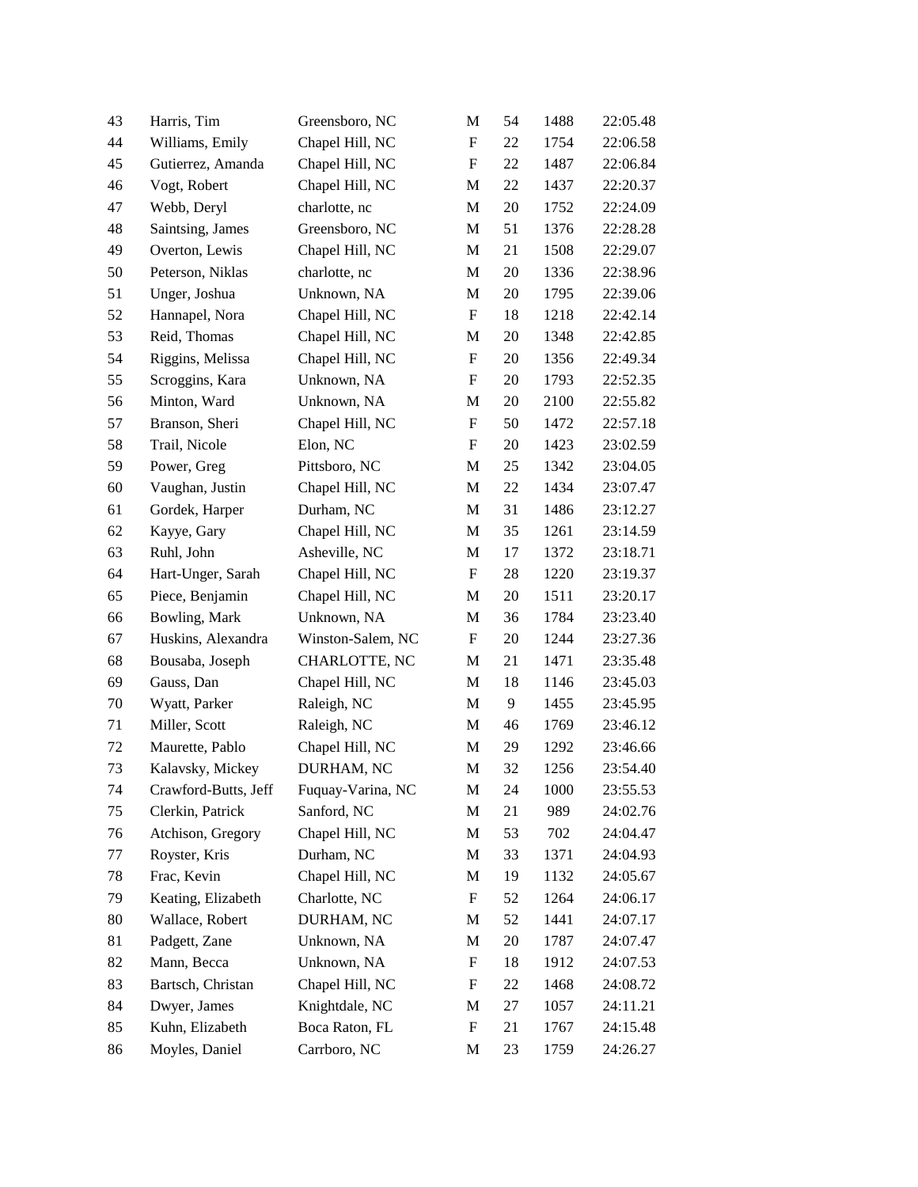| | | | | | | |
|---|---|---|---|---|---|---|
| 43 | Harris, Tim | Greensboro, NC | M | 54 | 1488 | 22:05.48 |
| 44 | Williams, Emily | Chapel Hill, NC | F | 22 | 1754 | 22:06.58 |
| 45 | Gutierrez, Amanda | Chapel Hill, NC | F | 22 | 1487 | 22:06.84 |
| 46 | Vogt, Robert | Chapel Hill, NC | M | 22 | 1437 | 22:20.37 |
| 47 | Webb, Deryl | charlotte, nc | M | 20 | 1752 | 22:24.09 |
| 48 | Saintsing, James | Greensboro, NC | M | 51 | 1376 | 22:28.28 |
| 49 | Overton, Lewis | Chapel Hill, NC | M | 21 | 1508 | 22:29.07 |
| 50 | Peterson, Niklas | charlotte, nc | M | 20 | 1336 | 22:38.96 |
| 51 | Unger, Joshua | Unknown, NA | M | 20 | 1795 | 22:39.06 |
| 52 | Hannapel, Nora | Chapel Hill, NC | F | 18 | 1218 | 22:42.14 |
| 53 | Reid, Thomas | Chapel Hill, NC | M | 20 | 1348 | 22:42.85 |
| 54 | Riggins, Melissa | Chapel Hill, NC | F | 20 | 1356 | 22:49.34 |
| 55 | Scroggins, Kara | Unknown, NA | F | 20 | 1793 | 22:52.35 |
| 56 | Minton, Ward | Unknown, NA | M | 20 | 2100 | 22:55.82 |
| 57 | Branson, Sheri | Chapel Hill, NC | F | 50 | 1472 | 22:57.18 |
| 58 | Trail, Nicole | Elon, NC | F | 20 | 1423 | 23:02.59 |
| 59 | Power, Greg | Pittsboro, NC | M | 25 | 1342 | 23:04.05 |
| 60 | Vaughan, Justin | Chapel Hill, NC | M | 22 | 1434 | 23:07.47 |
| 61 | Gordek, Harper | Durham, NC | M | 31 | 1486 | 23:12.27 |
| 62 | Kayye, Gary | Chapel Hill, NC | M | 35 | 1261 | 23:14.59 |
| 63 | Ruhl, John | Asheville, NC | M | 17 | 1372 | 23:18.71 |
| 64 | Hart-Unger, Sarah | Chapel Hill, NC | F | 28 | 1220 | 23:19.37 |
| 65 | Piece, Benjamin | Chapel Hill, NC | M | 20 | 1511 | 23:20.17 |
| 66 | Bowling, Mark | Unknown, NA | M | 36 | 1784 | 23:23.40 |
| 67 | Huskins, Alexandra | Winston-Salem, NC | F | 20 | 1244 | 23:27.36 |
| 68 | Bousaba, Joseph | CHARLOTTE, NC | M | 21 | 1471 | 23:35.48 |
| 69 | Gauss, Dan | Chapel Hill, NC | M | 18 | 1146 | 23:45.03 |
| 70 | Wyatt, Parker | Raleigh, NC | M | 9 | 1455 | 23:45.95 |
| 71 | Miller, Scott | Raleigh, NC | M | 46 | 1769 | 23:46.12 |
| 72 | Maurette, Pablo | Chapel Hill, NC | M | 29 | 1292 | 23:46.66 |
| 73 | Kalavsky, Mickey | DURHAM, NC | M | 32 | 1256 | 23:54.40 |
| 74 | Crawford-Butts, Jeff | Fuquay-Varina, NC | M | 24 | 1000 | 23:55.53 |
| 75 | Clerkin, Patrick | Sanford, NC | M | 21 | 989 | 24:02.76 |
| 76 | Atchison, Gregory | Chapel Hill, NC | M | 53 | 702 | 24:04.47 |
| 77 | Royster, Kris | Durham, NC | M | 33 | 1371 | 24:04.93 |
| 78 | Frac, Kevin | Chapel Hill, NC | M | 19 | 1132 | 24:05.67 |
| 79 | Keating, Elizabeth | Charlotte, NC | F | 52 | 1264 | 24:06.17 |
| 80 | Wallace, Robert | DURHAM, NC | M | 52 | 1441 | 24:07.17 |
| 81 | Padgett, Zane | Unknown, NA | M | 20 | 1787 | 24:07.47 |
| 82 | Mann, Becca | Unknown, NA | F | 18 | 1912 | 24:07.53 |
| 83 | Bartsch, Christan | Chapel Hill, NC | F | 22 | 1468 | 24:08.72 |
| 84 | Dwyer, James | Knightdale, NC | M | 27 | 1057 | 24:11.21 |
| 85 | Kuhn, Elizabeth | Boca Raton, FL | F | 21 | 1767 | 24:15.48 |
| 86 | Moyles, Daniel | Carrboro, NC | M | 23 | 1759 | 24:26.27 |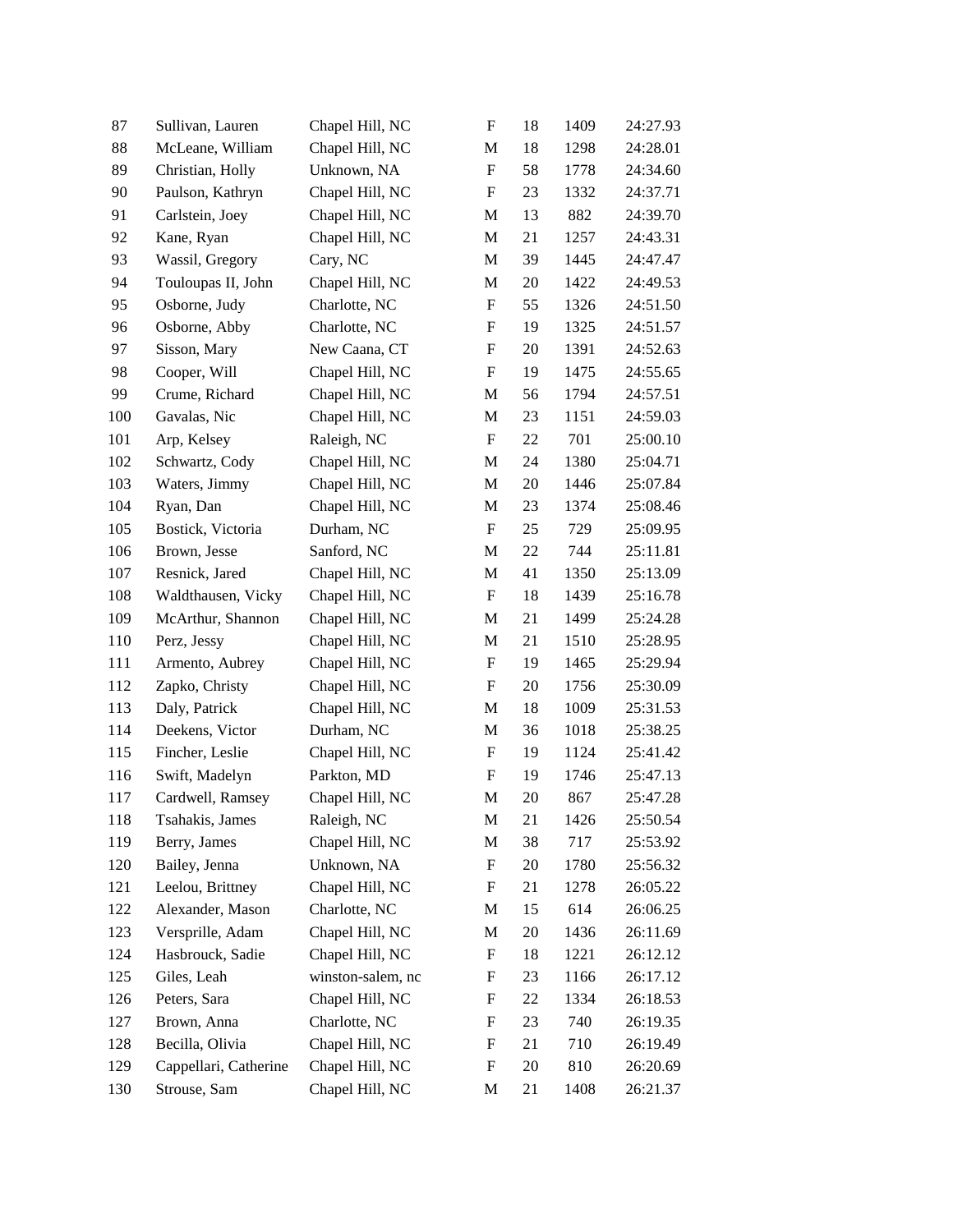| | | | | | | |
|---|---|---|---|---|---|---|
| 87 | Sullivan, Lauren | Chapel Hill, NC | F | 18 | 1409 | 24:27.93 |
| 88 | McLeane, William | Chapel Hill, NC | M | 18 | 1298 | 24:28.01 |
| 89 | Christian, Holly | Unknown, NA | F | 58 | 1778 | 24:34.60 |
| 90 | Paulson, Kathryn | Chapel Hill, NC | F | 23 | 1332 | 24:37.71 |
| 91 | Carlstein, Joey | Chapel Hill, NC | M | 13 | 882 | 24:39.70 |
| 92 | Kane, Ryan | Chapel Hill, NC | M | 21 | 1257 | 24:43.31 |
| 93 | Wassil, Gregory | Cary, NC | M | 39 | 1445 | 24:47.47 |
| 94 | Touloupas II, John | Chapel Hill, NC | M | 20 | 1422 | 24:49.53 |
| 95 | Osborne, Judy | Charlotte, NC | F | 55 | 1326 | 24:51.50 |
| 96 | Osborne, Abby | Charlotte, NC | F | 19 | 1325 | 24:51.57 |
| 97 | Sisson, Mary | New Caana, CT | F | 20 | 1391 | 24:52.63 |
| 98 | Cooper, Will | Chapel Hill, NC | F | 19 | 1475 | 24:55.65 |
| 99 | Crume, Richard | Chapel Hill, NC | M | 56 | 1794 | 24:57.51 |
| 100 | Gavalas, Nic | Chapel Hill, NC | M | 23 | 1151 | 24:59.03 |
| 101 | Arp, Kelsey | Raleigh, NC | F | 22 | 701 | 25:00.10 |
| 102 | Schwartz, Cody | Chapel Hill, NC | M | 24 | 1380 | 25:04.71 |
| 103 | Waters, Jimmy | Chapel Hill, NC | M | 20 | 1446 | 25:07.84 |
| 104 | Ryan, Dan | Chapel Hill, NC | M | 23 | 1374 | 25:08.46 |
| 105 | Bostick, Victoria | Durham, NC | F | 25 | 729 | 25:09.95 |
| 106 | Brown, Jesse | Sanford, NC | M | 22 | 744 | 25:11.81 |
| 107 | Resnick, Jared | Chapel Hill, NC | M | 41 | 1350 | 25:13.09 |
| 108 | Waldthausen, Vicky | Chapel Hill, NC | F | 18 | 1439 | 25:16.78 |
| 109 | McArthur, Shannon | Chapel Hill, NC | M | 21 | 1499 | 25:24.28 |
| 110 | Perz, Jessy | Chapel Hill, NC | M | 21 | 1510 | 25:28.95 |
| 111 | Armento, Aubrey | Chapel Hill, NC | F | 19 | 1465 | 25:29.94 |
| 112 | Zapko, Christy | Chapel Hill, NC | F | 20 | 1756 | 25:30.09 |
| 113 | Daly, Patrick | Chapel Hill, NC | M | 18 | 1009 | 25:31.53 |
| 114 | Deekens, Victor | Durham, NC | M | 36 | 1018 | 25:38.25 |
| 115 | Fincher, Leslie | Chapel Hill, NC | F | 19 | 1124 | 25:41.42 |
| 116 | Swift, Madelyn | Parkton, MD | F | 19 | 1746 | 25:47.13 |
| 117 | Cardwell, Ramsey | Chapel Hill, NC | M | 20 | 867 | 25:47.28 |
| 118 | Tsahakis, James | Raleigh, NC | M | 21 | 1426 | 25:50.54 |
| 119 | Berry, James | Chapel Hill, NC | M | 38 | 717 | 25:53.92 |
| 120 | Bailey, Jenna | Unknown, NA | F | 20 | 1780 | 25:56.32 |
| 121 | Leelou, Brittney | Chapel Hill, NC | F | 21 | 1278 | 26:05.22 |
| 122 | Alexander, Mason | Charlotte, NC | M | 15 | 614 | 26:06.25 |
| 123 | Versprille, Adam | Chapel Hill, NC | M | 20 | 1436 | 26:11.69 |
| 124 | Hasbrouck, Sadie | Chapel Hill, NC | F | 18 | 1221 | 26:12.12 |
| 125 | Giles, Leah | winston-salem, nc | F | 23 | 1166 | 26:17.12 |
| 126 | Peters, Sara | Chapel Hill, NC | F | 22 | 1334 | 26:18.53 |
| 127 | Brown, Anna | Charlotte, NC | F | 23 | 740 | 26:19.35 |
| 128 | Becilla, Olivia | Chapel Hill, NC | F | 21 | 710 | 26:19.49 |
| 129 | Cappellari, Catherine | Chapel Hill, NC | F | 20 | 810 | 26:20.69 |
| 130 | Strouse, Sam | Chapel Hill, NC | M | 21 | 1408 | 26:21.37 |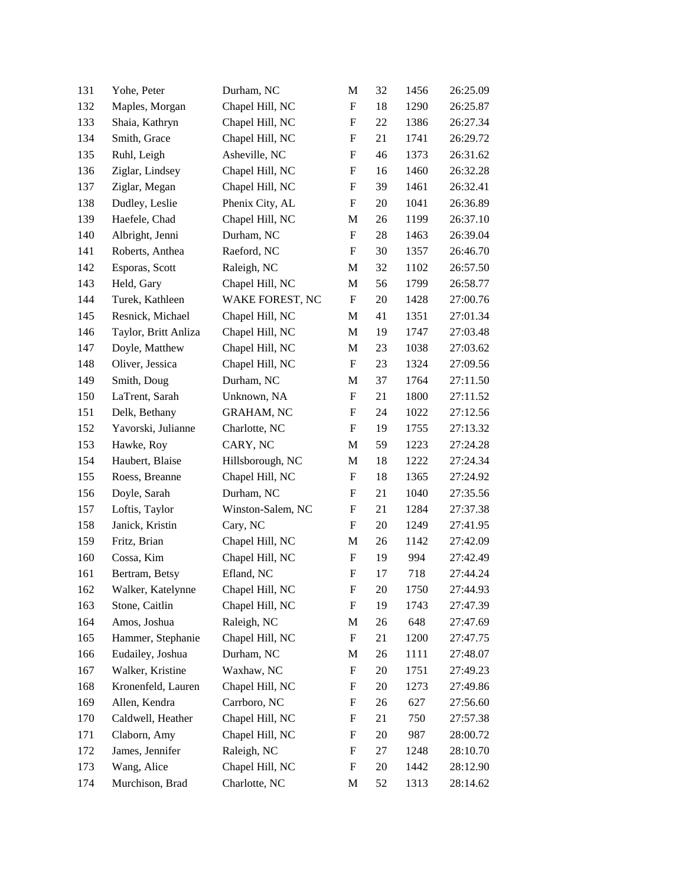| | | | | | | |
|---|---|---|---|---|---|---|
| 131 | Yohe, Peter | Durham, NC | M | 32 | 1456 | 26:25.09 |
| 132 | Maples, Morgan | Chapel Hill, NC | F | 18 | 1290 | 26:25.87 |
| 133 | Shaia, Kathryn | Chapel Hill, NC | F | 22 | 1386 | 26:27.34 |
| 134 | Smith, Grace | Chapel Hill, NC | F | 21 | 1741 | 26:29.72 |
| 135 | Ruhl, Leigh | Asheville, NC | F | 46 | 1373 | 26:31.62 |
| 136 | Ziglar, Lindsey | Chapel Hill, NC | F | 16 | 1460 | 26:32.28 |
| 137 | Ziglar, Megan | Chapel Hill, NC | F | 39 | 1461 | 26:32.41 |
| 138 | Dudley, Leslie | Phenix City, AL | F | 20 | 1041 | 26:36.89 |
| 139 | Haefele, Chad | Chapel Hill, NC | M | 26 | 1199 | 26:37.10 |
| 140 | Albright, Jenni | Durham, NC | F | 28 | 1463 | 26:39.04 |
| 141 | Roberts, Anthea | Raeford, NC | F | 30 | 1357 | 26:46.70 |
| 142 | Esporas, Scott | Raleigh, NC | M | 32 | 1102 | 26:57.50 |
| 143 | Held, Gary | Chapel Hill, NC | M | 56 | 1799 | 26:58.77 |
| 144 | Turek, Kathleen | WAKE FOREST, NC | F | 20 | 1428 | 27:00.76 |
| 145 | Resnick, Michael | Chapel Hill, NC | M | 41 | 1351 | 27:01.34 |
| 146 | Taylor, Britt Anliza | Chapel Hill, NC | M | 19 | 1747 | 27:03.48 |
| 147 | Doyle, Matthew | Chapel Hill, NC | M | 23 | 1038 | 27:03.62 |
| 148 | Oliver, Jessica | Chapel Hill, NC | F | 23 | 1324 | 27:09.56 |
| 149 | Smith, Doug | Durham, NC | M | 37 | 1764 | 27:11.50 |
| 150 | LaTrent, Sarah | Unknown, NA | F | 21 | 1800 | 27:11.52 |
| 151 | Delk, Bethany | GRAHAM, NC | F | 24 | 1022 | 27:12.56 |
| 152 | Yavorski, Julianne | Charlotte, NC | F | 19 | 1755 | 27:13.32 |
| 153 | Hawke, Roy | CARY, NC | M | 59 | 1223 | 27:24.28 |
| 154 | Haubert, Blaise | Hillsborough, NC | M | 18 | 1222 | 27:24.34 |
| 155 | Roess, Breanne | Chapel Hill, NC | F | 18 | 1365 | 27:24.92 |
| 156 | Doyle, Sarah | Durham, NC | F | 21 | 1040 | 27:35.56 |
| 157 | Loftis, Taylor | Winston-Salem, NC | F | 21 | 1284 | 27:37.38 |
| 158 | Janick, Kristin | Cary, NC | F | 20 | 1249 | 27:41.95 |
| 159 | Fritz, Brian | Chapel Hill, NC | M | 26 | 1142 | 27:42.09 |
| 160 | Cossa, Kim | Chapel Hill, NC | F | 19 | 994 | 27:42.49 |
| 161 | Bertram, Betsy | Efland, NC | F | 17 | 718 | 27:44.24 |
| 162 | Walker, Katelynne | Chapel Hill, NC | F | 20 | 1750 | 27:44.93 |
| 163 | Stone, Caitlin | Chapel Hill, NC | F | 19 | 1743 | 27:47.39 |
| 164 | Amos, Joshua | Raleigh, NC | M | 26 | 648 | 27:47.69 |
| 165 | Hammer, Stephanie | Chapel Hill, NC | F | 21 | 1200 | 27:47.75 |
| 166 | Eudailey, Joshua | Durham, NC | M | 26 | 1111 | 27:48.07 |
| 167 | Walker, Kristine | Waxhaw, NC | F | 20 | 1751 | 27:49.23 |
| 168 | Kronenfeld, Lauren | Chapel Hill, NC | F | 20 | 1273 | 27:49.86 |
| 169 | Allen, Kendra | Carrboro, NC | F | 26 | 627 | 27:56.60 |
| 170 | Caldwell, Heather | Chapel Hill, NC | F | 21 | 750 | 27:57.38 |
| 171 | Claborn, Amy | Chapel Hill, NC | F | 20 | 987 | 28:00.72 |
| 172 | James, Jennifer | Raleigh, NC | F | 27 | 1248 | 28:10.70 |
| 173 | Wang, Alice | Chapel Hill, NC | F | 20 | 1442 | 28:12.90 |
| 174 | Murchison, Brad | Charlotte, NC | M | 52 | 1313 | 28:14.62 |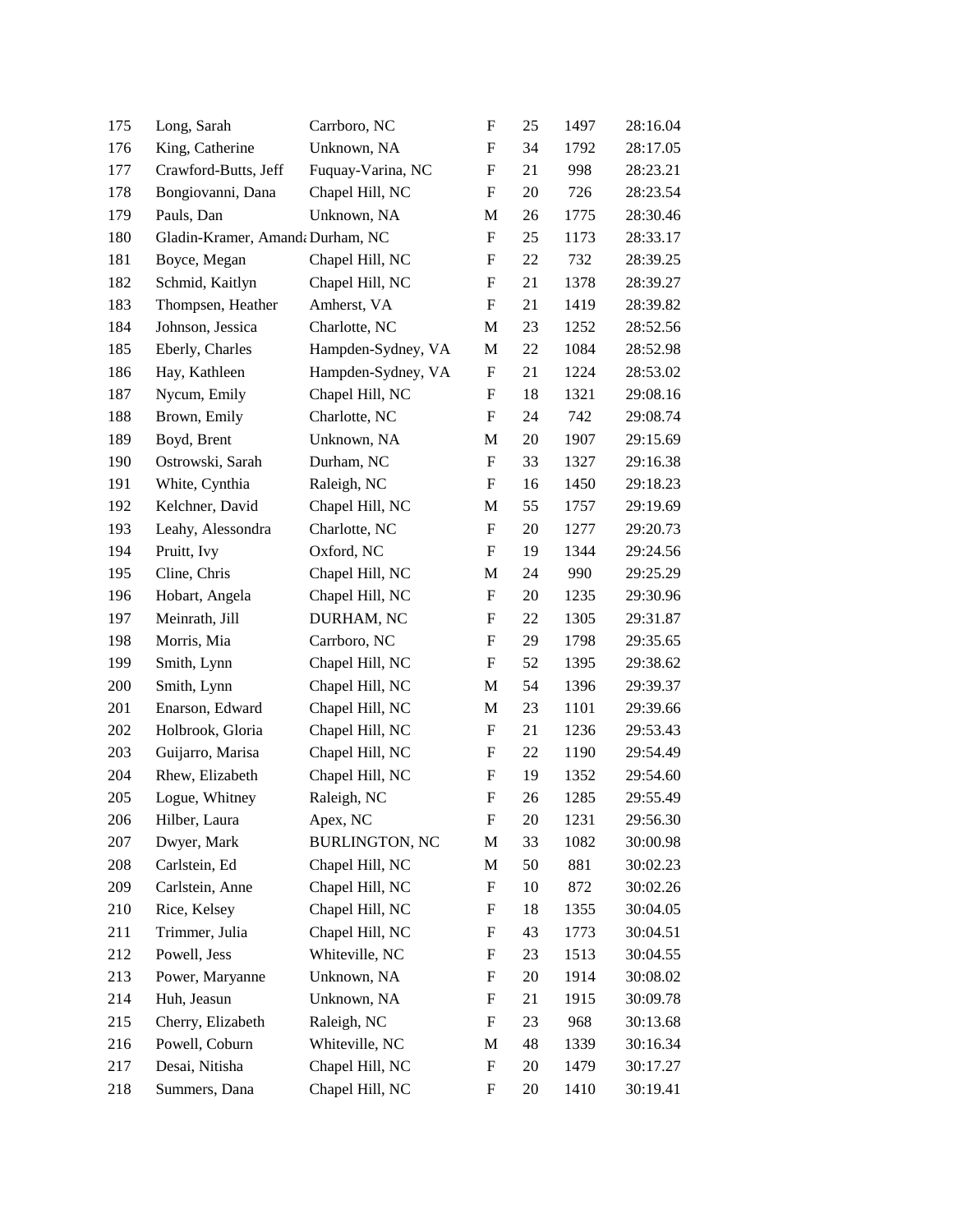| 175 | Long, Sarah | Carrboro, NC | F | 25 | 1497 | 28:16.04 |
|---|---|---|---|---|---|---|
| 176 | King, Catherine | Unknown, NA | F | 34 | 1792 | 28:17.05 |
| 177 | Crawford-Butts, Jeff | Fuquay-Varina, NC | F | 21 | 998 | 28:23.21 |
| 178 | Bongiovanni, Dana | Chapel Hill, NC | F | 20 | 726 | 28:23.54 |
| 179 | Pauls, Dan | Unknown, NA | M | 26 | 1775 | 28:30.46 |
| 180 | Gladin-Kramer, Amanda | Durham, NC | F | 25 | 1173 | 28:33.17 |
| 181 | Boyce, Megan | Chapel Hill, NC | F | 22 | 732 | 28:39.25 |
| 182 | Schmid, Kaitlyn | Chapel Hill, NC | F | 21 | 1378 | 28:39.27 |
| 183 | Thompsen, Heather | Amherst, VA | F | 21 | 1419 | 28:39.82 |
| 184 | Johnson, Jessica | Charlotte, NC | M | 23 | 1252 | 28:52.56 |
| 185 | Eberly, Charles | Hampden-Sydney, VA | M | 22 | 1084 | 28:52.98 |
| 186 | Hay, Kathleen | Hampden-Sydney, VA | F | 21 | 1224 | 28:53.02 |
| 187 | Nycum, Emily | Chapel Hill, NC | F | 18 | 1321 | 29:08.16 |
| 188 | Brown, Emily | Charlotte, NC | F | 24 | 742 | 29:08.74 |
| 189 | Boyd, Brent | Unknown, NA | M | 20 | 1907 | 29:15.69 |
| 190 | Ostrowski, Sarah | Durham, NC | F | 33 | 1327 | 29:16.38 |
| 191 | White, Cynthia | Raleigh, NC | F | 16 | 1450 | 29:18.23 |
| 192 | Kelchner, David | Chapel Hill, NC | M | 55 | 1757 | 29:19.69 |
| 193 | Leahy, Alessondra | Charlotte, NC | F | 20 | 1277 | 29:20.73 |
| 194 | Pruitt, Ivy | Oxford, NC | F | 19 | 1344 | 29:24.56 |
| 195 | Cline, Chris | Chapel Hill, NC | M | 24 | 990 | 29:25.29 |
| 196 | Hobart, Angela | Chapel Hill, NC | F | 20 | 1235 | 29:30.96 |
| 197 | Meinrath, Jill | DURHAM, NC | F | 22 | 1305 | 29:31.87 |
| 198 | Morris, Mia | Carrboro, NC | F | 29 | 1798 | 29:35.65 |
| 199 | Smith, Lynn | Chapel Hill, NC | F | 52 | 1395 | 29:38.62 |
| 200 | Smith, Lynn | Chapel Hill, NC | M | 54 | 1396 | 29:39.37 |
| 201 | Enarson, Edward | Chapel Hill, NC | M | 23 | 1101 | 29:39.66 |
| 202 | Holbrook, Gloria | Chapel Hill, NC | F | 21 | 1236 | 29:53.43 |
| 203 | Guijarro, Marisa | Chapel Hill, NC | F | 22 | 1190 | 29:54.49 |
| 204 | Rhew, Elizabeth | Chapel Hill, NC | F | 19 | 1352 | 29:54.60 |
| 205 | Logue, Whitney | Raleigh, NC | F | 26 | 1285 | 29:55.49 |
| 206 | Hilber, Laura | Apex, NC | F | 20 | 1231 | 29:56.30 |
| 207 | Dwyer, Mark | BURLINGTON, NC | M | 33 | 1082 | 30:00.98 |
| 208 | Carlstein, Ed | Chapel Hill, NC | M | 50 | 881 | 30:02.23 |
| 209 | Carlstein, Anne | Chapel Hill, NC | F | 10 | 872 | 30:02.26 |
| 210 | Rice, Kelsey | Chapel Hill, NC | F | 18 | 1355 | 30:04.05 |
| 211 | Trimmer, Julia | Chapel Hill, NC | F | 43 | 1773 | 30:04.51 |
| 212 | Powell, Jess | Whiteville, NC | F | 23 | 1513 | 30:04.55 |
| 213 | Power, Maryanne | Unknown, NA | F | 20 | 1914 | 30:08.02 |
| 214 | Huh, Jeasun | Unknown, NA | F | 21 | 1915 | 30:09.78 |
| 215 | Cherry, Elizabeth | Raleigh, NC | F | 23 | 968 | 30:13.68 |
| 216 | Powell, Coburn | Whiteville, NC | M | 48 | 1339 | 30:16.34 |
| 217 | Desai, Nitisha | Chapel Hill, NC | F | 20 | 1479 | 30:17.27 |
| 218 | Summers, Dana | Chapel Hill, NC | F | 20 | 1410 | 30:19.41 |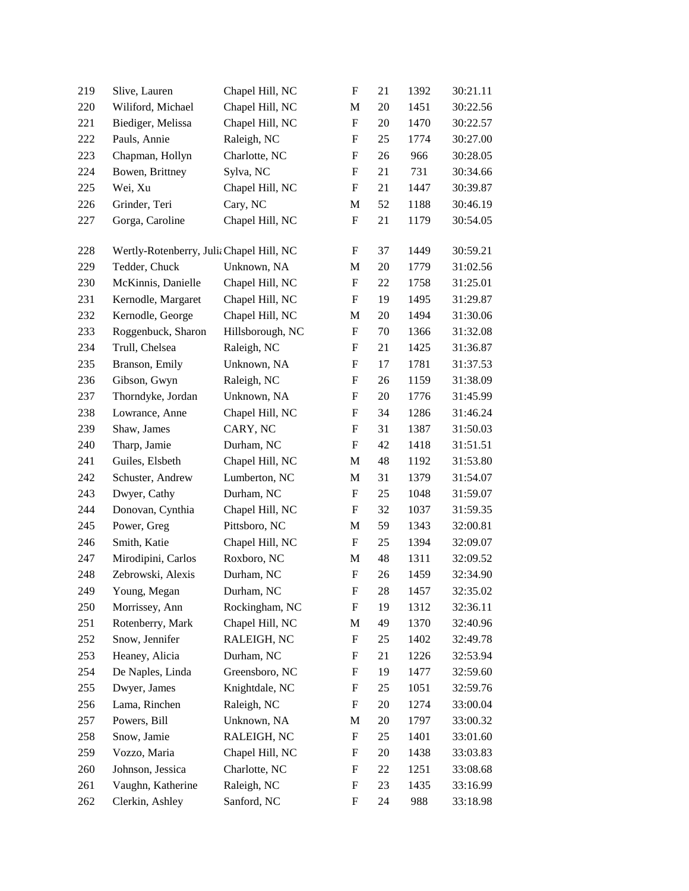| | | | | | | |
|---|---|---|---|---|---|---|
| 219 | Slive, Lauren | Chapel Hill, NC | F | 21 | 1392 | 30:21.11 |
| 220 | Williford, Michael | Chapel Hill, NC | M | 20 | 1451 | 30:22.56 |
| 221 | Biediger, Melissa | Chapel Hill, NC | F | 20 | 1470 | 30:22.57 |
| 222 | Pauls, Annie | Raleigh, NC | F | 25 | 1774 | 30:27.00 |
| 223 | Chapman, Hollyn | Charlotte, NC | F | 26 | 966 | 30:28.05 |
| 224 | Bowen, Brittney | Sylva, NC | F | 21 | 731 | 30:34.66 |
| 225 | Wei, Xu | Chapel Hill, NC | F | 21 | 1447 | 30:39.87 |
| 226 | Grinder, Teri | Cary, NC | M | 52 | 1188 | 30:46.19 |
| 227 | Gorga, Caroline | Chapel Hill, NC | F | 21 | 1179 | 30:54.05 |
| 228 | Wertly-Rotenberry, Julia | Chapel Hill, NC | F | 37 | 1449 | 30:59.21 |
| 229 | Tedder, Chuck | Unknown, NA | M | 20 | 1779 | 31:02.56 |
| 230 | McKinnis, Danielle | Chapel Hill, NC | F | 22 | 1758 | 31:25.01 |
| 231 | Kernodle, Margaret | Chapel Hill, NC | F | 19 | 1495 | 31:29.87 |
| 232 | Kernodle, George | Chapel Hill, NC | M | 20 | 1494 | 31:30.06 |
| 233 | Roggenbuck, Sharon | Hillsborough, NC | F | 70 | 1366 | 31:32.08 |
| 234 | Trull, Chelsea | Raleigh, NC | F | 21 | 1425 | 31:36.87 |
| 235 | Branson, Emily | Unknown, NA | F | 17 | 1781 | 31:37.53 |
| 236 | Gibson, Gwyn | Raleigh, NC | F | 26 | 1159 | 31:38.09 |
| 237 | Thorndyke, Jordan | Unknown, NA | F | 20 | 1776 | 31:45.99 |
| 238 | Lowrance, Anne | Chapel Hill, NC | F | 34 | 1286 | 31:46.24 |
| 239 | Shaw, James | CARY, NC | F | 31 | 1387 | 31:50.03 |
| 240 | Tharp, Jamie | Durham, NC | F | 42 | 1418 | 31:51.51 |
| 241 | Guiles, Elsbeth | Chapel Hill, NC | M | 48 | 1192 | 31:53.80 |
| 242 | Schuster, Andrew | Lumberton, NC | M | 31 | 1379 | 31:54.07 |
| 243 | Dwyer, Cathy | Durham, NC | F | 25 | 1048 | 31:59.07 |
| 244 | Donovan, Cynthia | Chapel Hill, NC | F | 32 | 1037 | 31:59.35 |
| 245 | Power, Greg | Pittsboro, NC | M | 59 | 1343 | 32:00.81 |
| 246 | Smith, Katie | Chapel Hill, NC | F | 25 | 1394 | 32:09.07 |
| 247 | Mirodipini, Carlos | Roxboro, NC | M | 48 | 1311 | 32:09.52 |
| 248 | Zebrowski, Alexis | Durham, NC | F | 26 | 1459 | 32:34.90 |
| 249 | Young, Megan | Durham, NC | F | 28 | 1457 | 32:35.02 |
| 250 | Morrissey, Ann | Rockingham, NC | F | 19 | 1312 | 32:36.11 |
| 251 | Rotenberry, Mark | Chapel Hill, NC | M | 49 | 1370 | 32:40.96 |
| 252 | Snow, Jennifer | RALEIGH, NC | F | 25 | 1402 | 32:49.78 |
| 253 | Heaney, Alicia | Durham, NC | F | 21 | 1226 | 32:53.94 |
| 254 | De Naples, Linda | Greensboro, NC | F | 19 | 1477 | 32:59.60 |
| 255 | Dwyer, James | Knightdale, NC | F | 25 | 1051 | 32:59.76 |
| 256 | Lama, Rinchen | Raleigh, NC | F | 20 | 1274 | 33:00.04 |
| 257 | Powers, Bill | Unknown, NA | M | 20 | 1797 | 33:00.32 |
| 258 | Snow, Jamie | RALEIGH, NC | F | 25 | 1401 | 33:01.60 |
| 259 | Vozzo, Maria | Chapel Hill, NC | F | 20 | 1438 | 33:03.83 |
| 260 | Johnson, Jessica | Charlotte, NC | F | 22 | 1251 | 33:08.68 |
| 261 | Vaughn, Katherine | Raleigh, NC | F | 23 | 1435 | 33:16.99 |
| 262 | Clerkin, Ashley | Sanford, NC | F | 24 | 988 | 33:18.98 |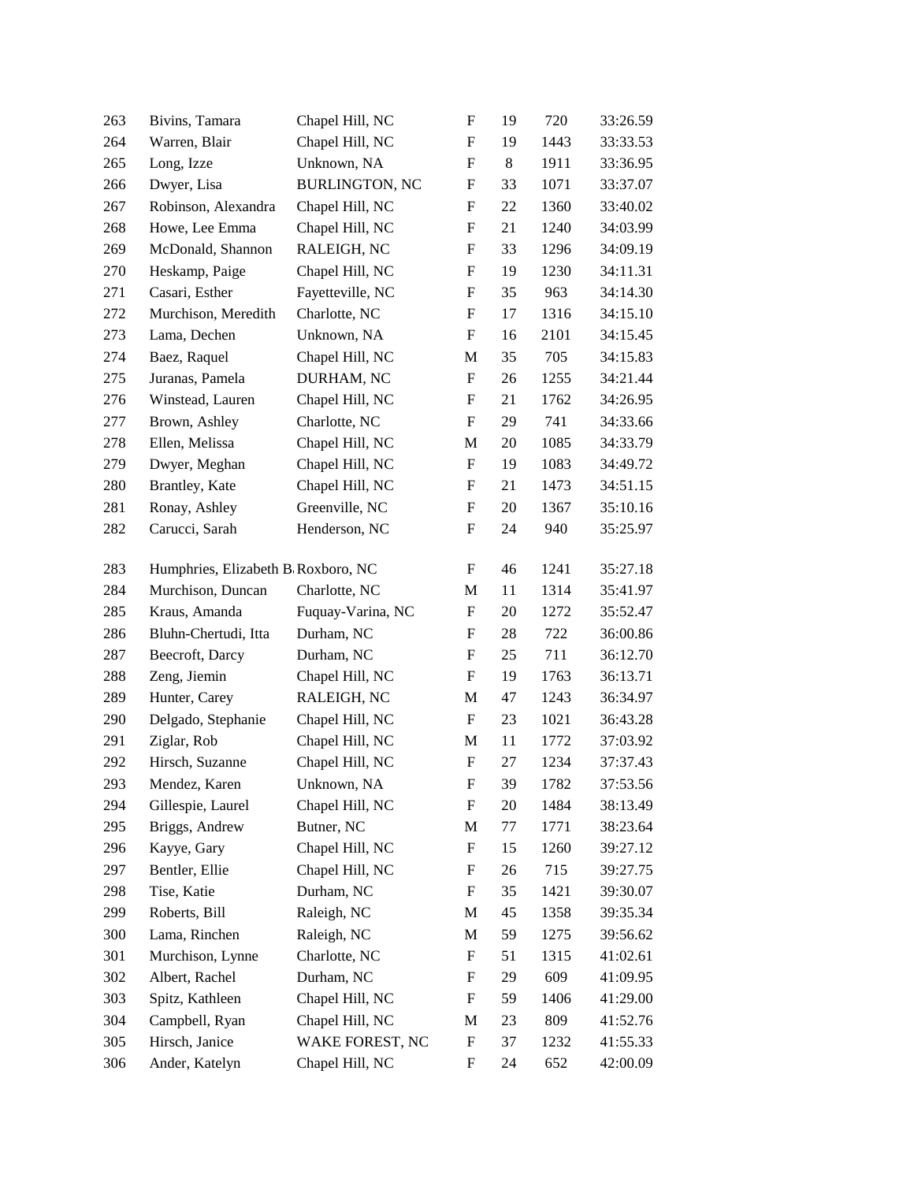| | | | | | | |
|---|---|---|---|---|---|---|
| 263 | Bivins, Tamara | Chapel Hill, NC | F | 19 | 720 | 33:26.59 |
| 264 | Warren, Blair | Chapel Hill, NC | F | 19 | 1443 | 33:33.53 |
| 265 | Long, Izze | Unknown, NA | F | 8 | 1911 | 33:36.95 |
| 266 | Dwyer, Lisa | BURLINGTON, NC | F | 33 | 1071 | 33:37.07 |
| 267 | Robinson, Alexandra | Chapel Hill, NC | F | 22 | 1360 | 33:40.02 |
| 268 | Howe, Lee Emma | Chapel Hill, NC | F | 21 | 1240 | 34:03.99 |
| 269 | McDonald, Shannon | RALEIGH, NC | F | 33 | 1296 | 34:09.19 |
| 270 | Heskamp, Paige | Chapel Hill, NC | F | 19 | 1230 | 34:11.31 |
| 271 | Casari, Esther | Fayetteville, NC | F | 35 | 963 | 34:14.30 |
| 272 | Murchison, Meredith | Charlotte, NC | F | 17 | 1316 | 34:15.10 |
| 273 | Lama, Dechen | Unknown, NA | F | 16 | 2101 | 34:15.45 |
| 274 | Baez, Raquel | Chapel Hill, NC | M | 35 | 705 | 34:15.83 |
| 275 | Juranas, Pamela | DURHAM, NC | F | 26 | 1255 | 34:21.44 |
| 276 | Winstead, Lauren | Chapel Hill, NC | F | 21 | 1762 | 34:26.95 |
| 277 | Brown, Ashley | Charlotte, NC | F | 29 | 741 | 34:33.66 |
| 278 | Ellen, Melissa | Chapel Hill, NC | M | 20 | 1085 | 34:33.79 |
| 279 | Dwyer, Meghan | Chapel Hill, NC | F | 19 | 1083 | 34:49.72 |
| 280 | Brantley, Kate | Chapel Hill, NC | F | 21 | 1473 | 34:51.15 |
| 281 | Ronay, Ashley | Greenville, NC | F | 20 | 1367 | 35:10.16 |
| 282 | Carucci, Sarah | Henderson, NC | F | 24 | 940 | 35:25.97 |
| 283 | Humphries, Elizabeth B. | Roxboro, NC | F | 46 | 1241 | 35:27.18 |
| 284 | Murchison, Duncan | Charlotte, NC | M | 11 | 1314 | 35:41.97 |
| 285 | Kraus, Amanda | Fuquay-Varina, NC | F | 20 | 1272 | 35:52.47 |
| 286 | Bluhn-Chertudi, Itta | Durham, NC | F | 28 | 722 | 36:00.86 |
| 287 | Beecroft, Darcy | Durham, NC | F | 25 | 711 | 36:12.70 |
| 288 | Zeng, Jiemin | Chapel Hill, NC | F | 19 | 1763 | 36:13.71 |
| 289 | Hunter, Carey | RALEIGH, NC | M | 47 | 1243 | 36:34.97 |
| 290 | Delgado, Stephanie | Chapel Hill, NC | F | 23 | 1021 | 36:43.28 |
| 291 | Ziglar, Rob | Chapel Hill, NC | M | 11 | 1772 | 37:03.92 |
| 292 | Hirsch, Suzanne | Chapel Hill, NC | F | 27 | 1234 | 37:37.43 |
| 293 | Mendez, Karen | Unknown, NA | F | 39 | 1782 | 37:53.56 |
| 294 | Gillespie, Laurel | Chapel Hill, NC | F | 20 | 1484 | 38:13.49 |
| 295 | Briggs, Andrew | Butner, NC | M | 77 | 1771 | 38:23.64 |
| 296 | Kayye, Gary | Chapel Hill, NC | F | 15 | 1260 | 39:27.12 |
| 297 | Bentler, Ellie | Chapel Hill, NC | F | 26 | 715 | 39:27.75 |
| 298 | Tise, Katie | Durham, NC | F | 35 | 1421 | 39:30.07 |
| 299 | Roberts, Bill | Raleigh, NC | M | 45 | 1358 | 39:35.34 |
| 300 | Lama, Rinchen | Raleigh, NC | M | 59 | 1275 | 39:56.62 |
| 301 | Murchison, Lynne | Charlotte, NC | F | 51 | 1315 | 41:02.61 |
| 302 | Albert, Rachel | Durham, NC | F | 29 | 609 | 41:09.95 |
| 303 | Spitz, Kathleen | Chapel Hill, NC | F | 59 | 1406 | 41:29.00 |
| 304 | Campbell, Ryan | Chapel Hill, NC | M | 23 | 809 | 41:52.76 |
| 305 | Hirsch, Janice | WAKE FOREST, NC | F | 37 | 1232 | 41:55.33 |
| 306 | Ander, Katelyn | Chapel Hill, NC | F | 24 | 652 | 42:00.09 |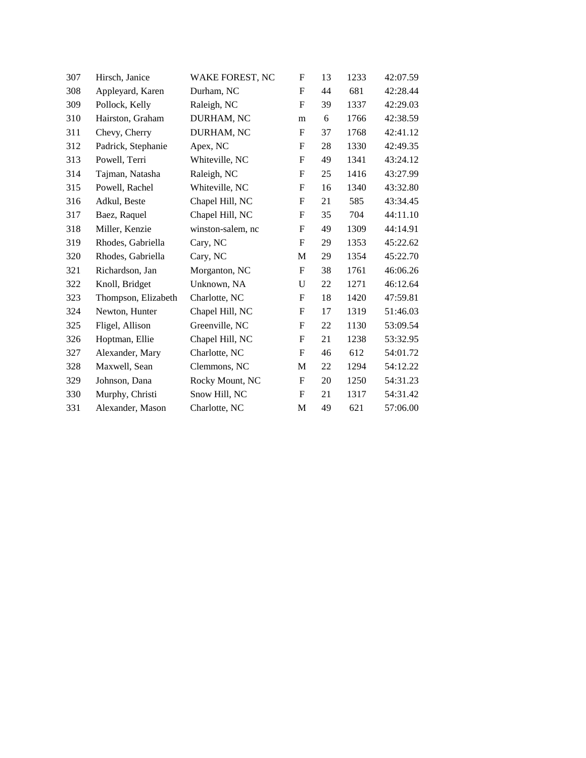| | | | | | | |
|---|---|---|---|---|---|---|
| 307 | Hirsch, Janice | WAKE FOREST, NC | F | 13 | 1233 | 42:07.59 |
| 308 | Appleyard, Karen | Durham, NC | F | 44 | 681 | 42:28.44 |
| 309 | Pollock, Kelly | Raleigh, NC | F | 39 | 1337 | 42:29.03 |
| 310 | Hairston, Graham | DURHAM, NC | m | 6 | 1766 | 42:38.59 |
| 311 | Chevy, Cherry | DURHAM, NC | F | 37 | 1768 | 42:41.12 |
| 312 | Padrick, Stephanie | Apex, NC | F | 28 | 1330 | 42:49.35 |
| 313 | Powell, Terri | Whiteville, NC | F | 49 | 1341 | 43:24.12 |
| 314 | Tajman, Natasha | Raleigh, NC | F | 25 | 1416 | 43:27.99 |
| 315 | Powell, Rachel | Whiteville, NC | F | 16 | 1340 | 43:32.80 |
| 316 | Adkul, Beste | Chapel Hill, NC | F | 21 | 585 | 43:34.45 |
| 317 | Baez, Raquel | Chapel Hill, NC | F | 35 | 704 | 44:11.10 |
| 318 | Miller, Kenzie | winston-salem, nc | F | 49 | 1309 | 44:14.91 |
| 319 | Rhodes, Gabriella | Cary, NC | F | 29 | 1353 | 45:22.62 |
| 320 | Rhodes, Gabriella | Cary, NC | M | 29 | 1354 | 45:22.70 |
| 321 | Richardson, Jan | Morganton, NC | F | 38 | 1761 | 46:06.26 |
| 322 | Knoll, Bridget | Unknown, NA | U | 22 | 1271 | 46:12.64 |
| 323 | Thompson, Elizabeth | Charlotte, NC | F | 18 | 1420 | 47:59.81 |
| 324 | Newton, Hunter | Chapel Hill, NC | F | 17 | 1319 | 51:46.03 |
| 325 | Fligel, Allison | Greenville, NC | F | 22 | 1130 | 53:09.54 |
| 326 | Hoptman, Ellie | Chapel Hill, NC | F | 21 | 1238 | 53:32.95 |
| 327 | Alexander, Mary | Charlotte, NC | F | 46 | 612 | 54:01.72 |
| 328 | Maxwell, Sean | Clemmons, NC | M | 22 | 1294 | 54:12.22 |
| 329 | Johnson, Dana | Rocky Mount, NC | F | 20 | 1250 | 54:31.23 |
| 330 | Murphy, Christi | Snow Hill, NC | F | 21 | 1317 | 54:31.42 |
| 331 | Alexander, Mason | Charlotte, NC | M | 49 | 621 | 57:06.00 |